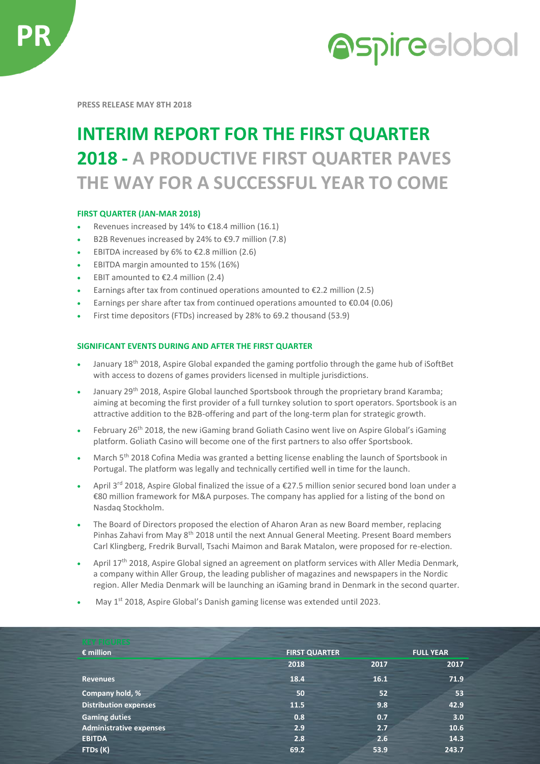PR

PRESS RELEASE MAY 8TH 2018

# INTERIM REPORT FOR THE FIRST QUARTER 2018 - A PRODUCTIVE FIRST QUARTER PAVES THE WAY FOR A SUCCESSFUL YEAR TO COME

### FIRST QUARTER (JAN-MAR 2018)

- Revenues increased by 14% to €18.4 million (16.1)
- B2B Revenues increased by 24% to €9.7 million (7.8)
- EBITDA increased by 6% to €2.8 million (2.6)
- EBITDA margin amounted to 15% (16%)
- EBIT amounted to €2.4 million (2.4)
- Earnings after tax from continued operations amounted to €2.2 million (2.5)
- Earnings per share after tax from continued operations amounted to €0.04 (0.06)
- First time depositors (FTDs) increased by 28% to 69.2 thousand (53.9)

### SIGNIFICANT EVENTS DURING AND AFTER THE FIRST QUARTER

- January 18th 2018, Aspire Global expanded the gaming portfolio through the game hub of iSoftBet with access to dozens of games providers licensed in multiple jurisdictions.
- January 29th 2018, Aspire Global launched Sportsbook through the proprietary brand Karamba; aiming at becoming the first provider of a full turnkey solution to sport operators. Sportsbook is an attractive addition to the B2B-offering and part of the long-term plan for strategic growth.
- February 26th 2018, the new iGaming brand Goliath Casino went live on Aspire Global's iGaming platform. Goliath Casino will become one of the first partners to also offer Sportsbook.
- March 5th 2018 Cofina Media was granted a betting license enabling the launch of Sportsbook in Portugal. The platform was legally and technically certified well in time for the launch.
- April 3rd 2018, Aspire Global finalized the issue of a €27.5 million senior secured bond loan under a €80 million framework for M&A purposes. The company has applied for a listing of the bond on Nasdaq Stockholm.
- The Board of Directors proposed the election of Aharon Aran as new Board member, replacing Pinhas Zahavi from May 8th 2018 until the next Annual General Meeting. Present Board members Carl Klingberg, Fredrik Burvall, Tsachi Maimon and Barak Matalon, were proposed for re-election.
- April 17th 2018, Aspire Global signed an agreement on platform services with Aller Media Denmark, a company within Aller Group, the leading publisher of magazines and newspapers in the Nordic region. Aller Media Denmark will be launching an iGaming brand in Denmark in the second quarter.
- May 1st 2018, Aspire Global's Danish gaming license was extended until 2023.

KEY FIGURES

| € million | FIRST QUARTER | | FULL YEAR |
|---|---|---|---|
| | 2018 | 2017 | 2017 |
| Revenues | 18.4 | 16.1 | 71.9 |
| Company hold, % | 50 | 52 | 53 |
| Distribution expenses | 11.5 | 9.8 | 42.9 |
| Gaming duties | 0.8 | 0.7 | 3.0 |
| Administrative expenses | 2.9 | 2.7 | 10.6 |
| EBITDA | 2.8 | 2.6 | 14.3 |
| FTDs (K) | 69.2 | 53.9 | 243.7 |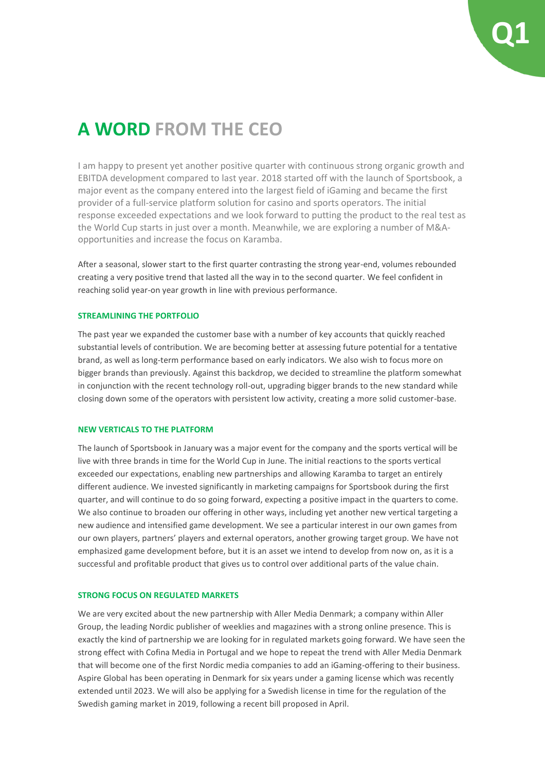# A WORD FROM THE CEO

I am happy to present yet another positive quarter with continuous strong organic growth and EBITDA development compared to last year. 2018 started off with the launch of Sportsbook, a major event as the company entered into the largest field of iGaming and became the first provider of a full-service platform solution for casino and sports operators. The initial response exceeded expectations and we look forward to putting the product to the real test as the World Cup starts in just over a month. Meanwhile, we are exploring a number of M&A-opportunities and increase the focus on Karamba.

After a seasonal, slower start to the first quarter contrasting the strong year-end, volumes rebounded creating a very positive trend that lasted all the way in to the second quarter. We feel confident in reaching solid year-on year growth in line with previous performance.

### STREAMLINING THE PORTFOLIO

The past year we expanded the customer base with a number of key accounts that quickly reached substantial levels of contribution. We are becoming better at assessing future potential for a tentative brand, as well as long-term performance based on early indicators. We also wish to focus more on bigger brands than previously. Against this backdrop, we decided to streamline the platform somewhat in conjunction with the recent technology roll-out, upgrading bigger brands to the new standard while closing down some of the operators with persistent low activity, creating a more solid customer-base.

### NEW VERTICALS TO THE PLATFORM

The launch of Sportsbook in January was a major event for the company and the sports vertical will be live with three brands in time for the World Cup in June. The initial reactions to the sports vertical exceeded our expectations, enabling new partnerships and allowing Karamba to target an entirely different audience. We invested significantly in marketing campaigns for Sportsbook during the first quarter, and will continue to do so going forward, expecting a positive impact in the quarters to come. We also continue to broaden our offering in other ways, including yet another new vertical targeting a new audience and intensified game development. We see a particular interest in our own games from our own players, partners' players and external operators, another growing target group. We have not emphasized game development before, but it is an asset we intend to develop from now on, as it is a successful and profitable product that gives us to control over additional parts of the value chain.

### STRONG FOCUS ON REGULATED MARKETS

We are very excited about the new partnership with Aller Media Denmark; a company within Aller Group, the leading Nordic publisher of weeklies and magazines with a strong online presence. This is exactly the kind of partnership we are looking for in regulated markets going forward. We have seen the strong effect with Cofina Media in Portugal and we hope to repeat the trend with Aller Media Denmark that will become one of the first Nordic media companies to add an iGaming-offering to their business. Aspire Global has been operating in Denmark for six years under a gaming license which was recently extended until 2023. We will also be applying for a Swedish license in time for the regulation of the Swedish gaming market in 2019, following a recent bill proposed in April.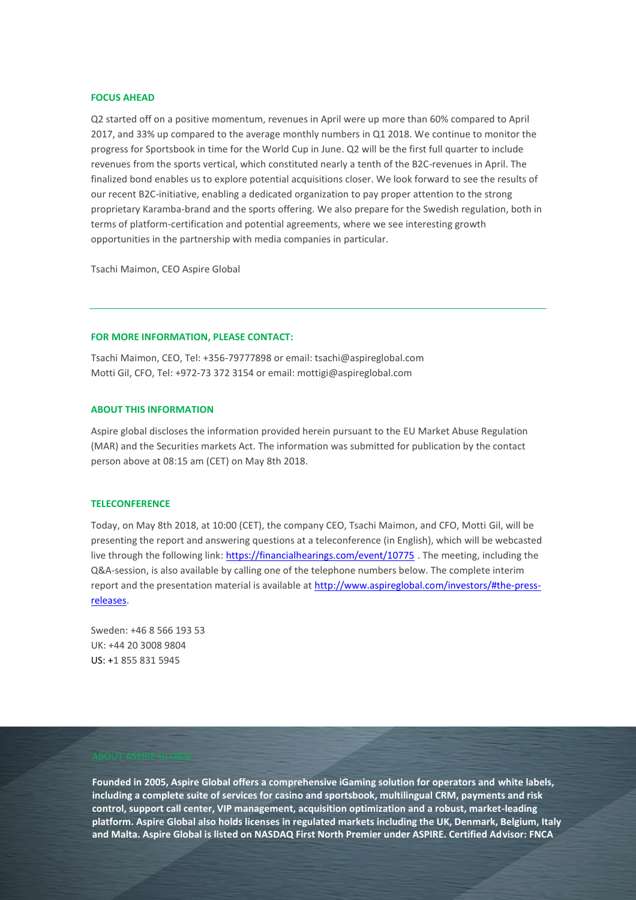### FOCUS AHEAD

Q2 started off on a positive momentum, revenues in April were up more than 60% compared to April 2017, and 33% up compared to the average monthly numbers in Q1 2018. We continue to monitor the progress for Sportsbook in time for the World Cup in June. Q2 will be the first full quarter to include revenues from the sports vertical, which constituted nearly a tenth of the B2C-revenues in April. The finalized bond enables us to explore potential acquisitions closer. We look forward to see the results of our recent B2C-initiative, enabling a dedicated organization to pay proper attention to the strong proprietary Karamba-brand and the sports offering. We also prepare for the Swedish regulation, both in terms of platform-certification and potential agreements, where we see interesting growth opportunities in the partnership with media companies in particular.

Tsachi Maimon, CEO Aspire Global

---

### FOR MORE INFORMATION, PLEASE CONTACT:

Tsachi Maimon, CEO, Tel: +356-79777898 or email: tsachi@aspireglobal.com
Motti Gil, CFO, Tel: +972-73 372 3154 or email: mottigi@aspireglobal.com

### ABOUT THIS INFORMATION

Aspire global discloses the information provided herein pursuant to the EU Market Abuse Regulation (MAR) and the Securities markets Act. The information was submitted for publication by the contact person above at 08:15 am (CET) on May 8th 2018.

### TELECONFERENCE

Today, on May 8th 2018, at 10:00 (CET), the company CEO, Tsachi Maimon, and CFO, Motti Gil, will be presenting the report and answering questions at a teleconference (in English), which will be webcasted live through the following link: https://financialhearings.com/event/10775 . The meeting, including the Q&A-session, is also available by calling one of the telephone numbers below. The complete interim report and the presentation material is available at http://www.aspireglobal.com/investors/#the-press-releases.

Sweden: +46 8 566 193 53
UK: +44 20 3008 9804
US: +1 855 831 5945

### ABOUT ASPIRE GLOBAL

**Founded in 2005, Aspire Global offers a comprehensive iGaming solution for operators and white labels, including a complete suite of services for casino and sportsbook, multilingual CRM, payments and risk control, support call center, VIP management, acquisition optimization and a robust, market-leading platform. Aspire Global also holds licenses in regulated markets including the UK, Denmark, Belgium, Italy and Malta. Aspire Global is listed on NASDAQ First North Premier under ASPIRE. Certified Advisor: FNCA**